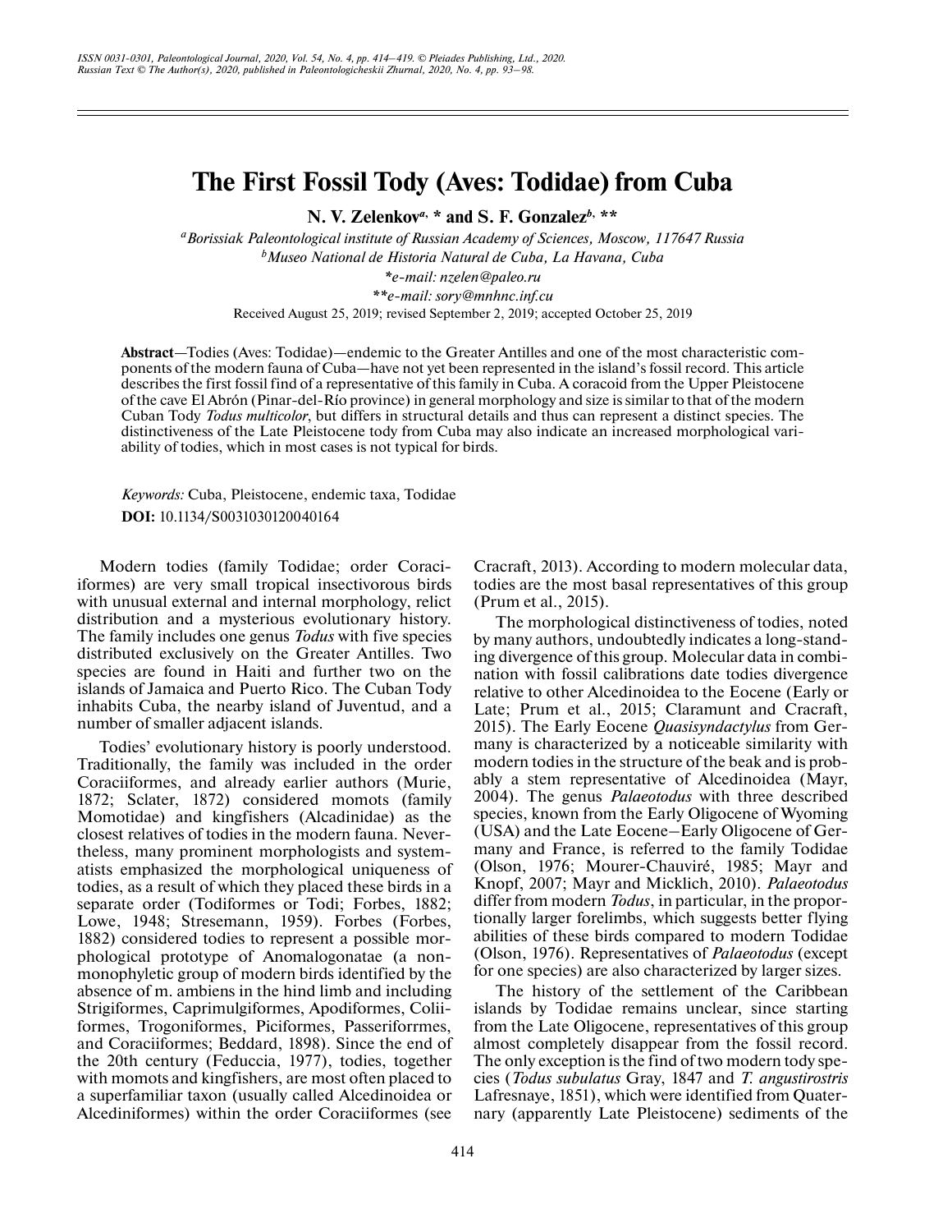# The First Fossil Tody (Aves: Todidae) from Cuba

**N. V. Zelenkov[a], * and S. F. Gonzalez[b], \*\***

[a] *Borissiak Paleontological institute of Russian Academy of Sciences, Moscow, 117647 Russia*
[b] *Museo National de Historia Natural de Cuba, La Havana, Cuba*
*\*e-mail: nzelen@paleo.ru*
*\*\*e-mail: sory@mnhnc.inf.cu*

Received August 25, 2019; revised September 2, 2019; accepted October 25, 2019

**Abstract**—Todies (Aves: Todidae)—endemic to the Greater Antilles and one of the most characteristic components of the modern fauna of Cuba—have not yet been represented in the island's fossil record. This article describes the first fossil find of a representative of this family in Cuba. A coracoid from the Upper Pleistocene of the cave El Abrón (Pinar-del-Río province) in general morphology and size is similar to that of the modern Cuban Tody *Todus multicolor*, but differs in structural details and thus can represent a distinct species. The distinctiveness of the Late Pleistocene tody from Cuba may also indicate an increased morphological variability of todies, which in most cases is not typical for birds.

*Keywords:* Cuba, Pleistocene, endemic taxa, Todidae

**DOI:** 10.1134/S0031030120040164

Modern todies (family Todidae; order Coraciiformes) are very small tropical insectivorous birds with unusual external and internal morphology, relict distribution and a mysterious evolutionary history. The family includes one genus *Todus* with five species distributed exclusively on the Greater Antilles. Two species are found in Haiti and further two on the islands of Jamaica and Puerto Rico. The Cuban Tody inhabits Cuba, the nearby island of Juventud, and a number of smaller adjacent islands.

Todies' evolutionary history is poorly understood. Traditionally, the family was included in the order Coraciiformes, and already earlier authors (Murie, 1872; Sclater, 1872) considered momots (family Momotidae) and kingfishers (Alcadinidae) as the closest relatives of todies in the modern fauna. Nevertheless, many prominent morphologists and systematists emphasized the morphological uniqueness of todies, as a result of which they placed these birds in a separate order (Todiformes or Todi; Forbes, 1882; Lowe, 1948; Stresemann, 1959). Forbes (Forbes, 1882) considered todies to represent a possible morphological prototype of Anomalogonatae (a nonmonophyletic group of modern birds identified by the absence of m. ambiens in the hind limb and including Strigiformes, Caprimulgiformes, Apodiformes, Coliiformes, Trogoniformes, Piciformes, Passeriforrmes, and Coraciiformes; Beddard, 1898). Since the end of the 20th century (Feduccia, 1977), todies, together with momots and kingfishers, are most often placed to a superfamiliar taxon (usually called Alcedinoidea or Alcediniformes) within the order Coraciiformes (see Cracraft, 2013). According to modern molecular data, todies are the most basal representatives of this group (Prum et al., 2015).

The morphological distinctiveness of todies, noted by many authors, undoubtedly indicates a long-standing divergence of this group. Molecular data in combination with fossil calibrations date todies divergence relative to other Alcedinoidea to the Eocene (Early or Late; Prum et al., 2015; Claramunt and Cracraft, 2015). The Early Eocene *Quasisyndactylus* from Germany is characterized by a noticeable similarity with modern todies in the structure of the beak and is probably a stem representative of Alcedinoidea (Mayr, 2004). The genus *Palaeotodus* with three described species, known from the Early Oligocene of Wyoming (USA) and the Late Eocene–Early Oligocene of Germany and France, is referred to the family Todidae (Olson, 1976; Mourer-Chauviré, 1985; Mayr and Knopf, 2007; Mayr and Micklich, 2010). *Palaeotodus* differ from modern *Todus*, in particular, in the proportionally larger forelimbs, which suggests better flying abilities of these birds compared to modern Todidae (Olson, 1976). Representatives of *Palaeotodus* (except for one species) are also characterized by larger sizes.

The history of the settlement of the Caribbean islands by Todidae remains unclear, since starting from the Late Oligocene, representatives of this group almost completely disappear from the fossil record. The only exception is the find of two modern tody species (*Todus subulatus* Gray, 1847 and *T. angustirostris* Lafresnaye, 1851), which were identified from Quaternary (apparently Late Pleistocene) sediments of the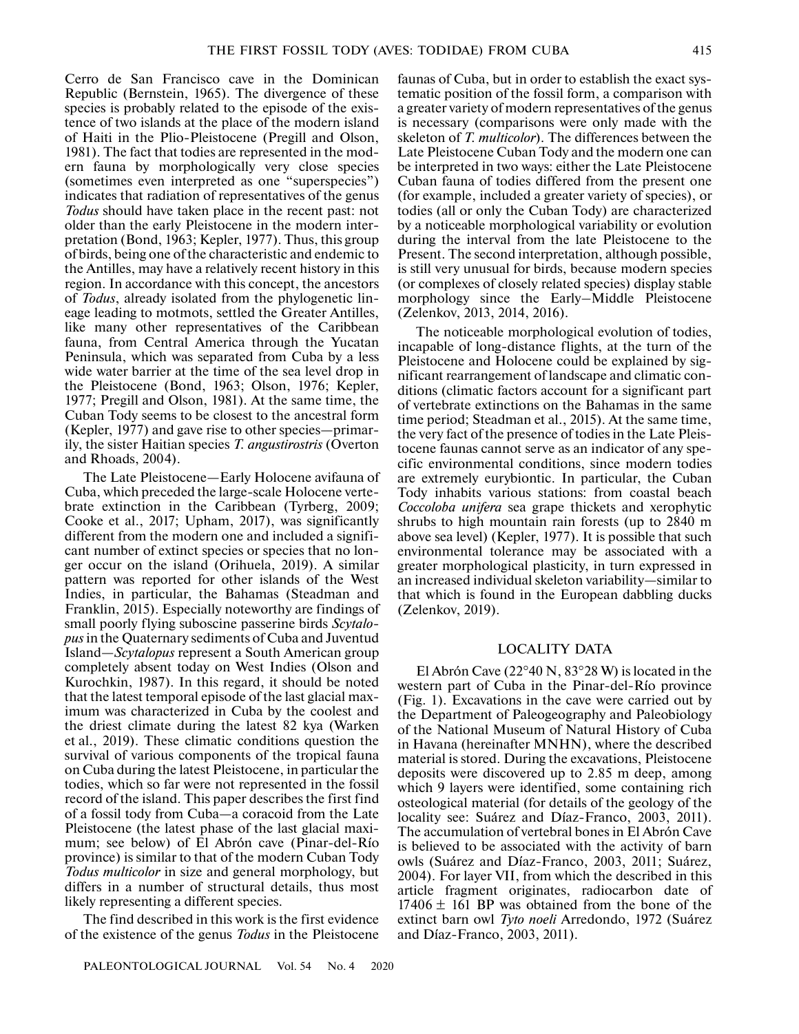Cerro de San Francisco cave in the Dominican Republic (Bernstein, 1965). The divergence of these species is probably related to the episode of the existence of two islands at the place of the modern island of Haiti in the Plio-Pleistocene (Pregill and Olson, 1981). The fact that todies are represented in the modern fauna by morphologically very close species (sometimes even interpreted as one "superspecies") indicates that radiation of representatives of the genus *Todus* should have taken place in the recent past: not older than the early Pleistocene in the modern interpretation (Bond, 1963; Kepler, 1977). Thus, this group of birds, being one of the characteristic and endemic to the Antilles, may have a relatively recent history in this region. In accordance with this concept, the ancestors of *Todus*, already isolated from the phylogenetic lineage leading to motmots, settled the Greater Antilles, like many other representatives of the Caribbean fauna, from Central America through the Yucatan Peninsula, which was separated from Cuba by a less wide water barrier at the time of the sea level drop in the Pleistocene (Bond, 1963; Olson, 1976; Kepler, 1977; Pregill and Olson, 1981). At the same time, the Cuban Tody seems to be closest to the ancestral form (Kepler, 1977) and gave rise to other species—primarily, the sister Haitian species *T. angustirostris* (Overton and Rhoads, 2004).

The Late Pleistocene—Early Holocene avifauna of Cuba, which preceded the large-scale Holocene vertebrate extinction in the Caribbean (Tyrberg, 2009; Cooke et al., 2017; Upham, 2017), was significantly different from the modern one and included a significant number of extinct species or species that no longer occur on the island (Orihuela, 2019). A similar pattern was reported for other islands of the West Indies, in particular, the Bahamas (Steadman and Franklin, 2015). Especially noteworthy are findings of small poorly flying suboscine passerine birds *Scytalopus* in the Quaternary sediments of Cuba and Juventud Island—*Scytalopus* represent a South American group completely absent today on West Indies (Olson and Kurochkin, 1987). In this regard, it should be noted that the latest temporal episode of the last glacial maximum was characterized in Cuba by the coolest and the driest climate during the latest 82 kya (Warken et al., 2019). These climatic conditions question the survival of various components of the tropical fauna on Cuba during the latest Pleistocene, in particular the todies, which so far were not represented in the fossil record of the island. This paper describes the first find of a fossil tody from Cuba—a coracoid from the Late Pleistocene (the latest phase of the last glacial maximum; see below) of El Abrón cave (Pinar-del-Río province) is similar to that of the modern Cuban Tody *Todus multicolor* in size and general morphology, but differs in a number of structural details, thus most likely representing a different species.

The find described in this work is the first evidence of the existence of the genus *Todus* in the Pleistocene faunas of Cuba, but in order to establish the exact systematic position of the fossil form, a comparison with a greater variety of modern representatives of the genus is necessary (comparisons were only made with the skeleton of *T. multicolor*). The differences between the Late Pleistocene Cuban Tody and the modern one can be interpreted in two ways: either the Late Pleistocene Cuban fauna of todies differed from the present one (for example, included a greater variety of species), or todies (all or only the Cuban Tody) are characterized by a noticeable morphological variability or evolution during the interval from the late Pleistocene to the Present. The second interpretation, although possible, is still very unusual for birds, because modern species (or complexes of closely related species) display stable morphology since the Early–Middle Pleistocene (Zelenkov, 2013, 2014, 2016).

The noticeable morphological evolution of todies, incapable of long-distance flights, at the turn of the Pleistocene and Holocene could be explained by significant rearrangement of landscape and climatic conditions (climatic factors account for a significant part of vertebrate extinctions on the Bahamas in the same time period; Steadman et al., 2015). At the same time, the very fact of the presence of todies in the Late Pleistocene faunas cannot serve as an indicator of any specific environmental conditions, since modern todies are extremely eurybiontic. In particular, the Cuban Tody inhabits various stations: from coastal beach *Coccoloba unifera* sea grape thickets and xerophytic shrubs to high mountain rain forests (up to 2840 m above sea level) (Kepler, 1977). It is possible that such environmental tolerance may be associated with a greater morphological plasticity, in turn expressed in an increased individual skeleton variability—similar to that which is found in the European dabbling ducks (Zelenkov, 2019).

## LOCALITY DATA

El Abrón Cave (22°40 N, 83°28 W) is located in the western part of Cuba in the Pinar-del-Río province (Fig. 1). Excavations in the cave were carried out by the Department of Paleogeography and Paleobiology of the National Museum of Natural History of Cuba in Havana (hereinafter MNHN), where the described material is stored. During the excavations, Pleistocene deposits were discovered up to 2.85 m deep, among which 9 layers were identified, some containing rich osteological material (for details of the geology of the locality see: Suárez and Díaz-Franco, 2003, 2011). The accumulation of vertebral bones in El Abrón Cave is believed to be associated with the activity of barn owls (Suárez and Díaz-Franco, 2003, 2011; Suárez, 2004). For layer VII, from which the described in this article fragment originates, radiocarbon date of $17406 \pm 161$ BP was obtained from the bone of the extinct barn owl *Tyto noeli* Arredondo, 1972 (Suárez and Díaz-Franco, 2003, 2011).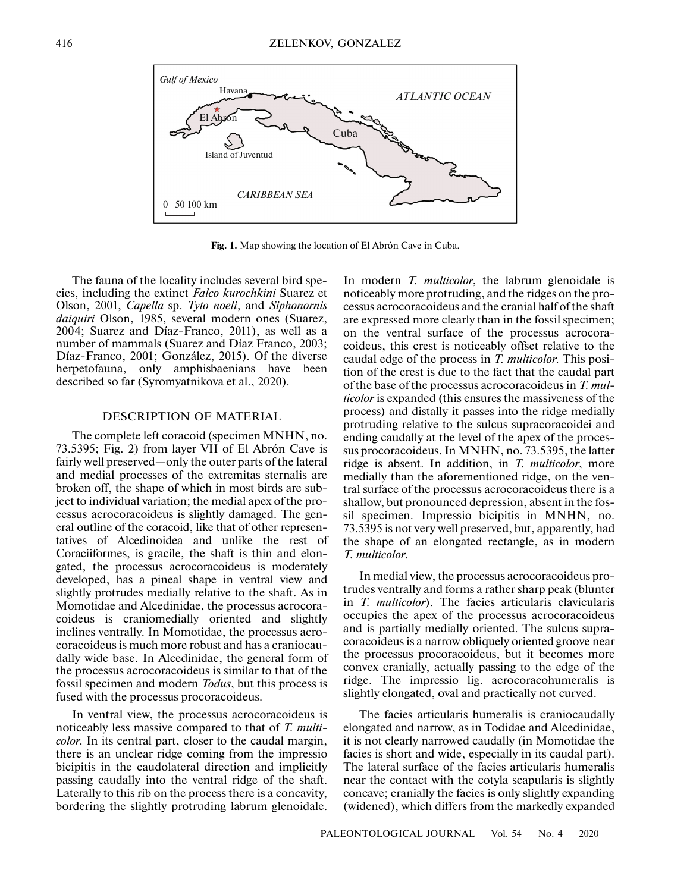Gulf of Mexico

Havana

El Abrón

ATLANTIC OCEAN

Cuba

Island of Juventud

CARIBBEAN SEA

0 50 100 km

**Fig. 1.** Map showing the location of El Abrón Cave in Cuba.

The fauna of the locality includes several bird species, including the extinct *Falco kurochkini* Suarez et Olson, 2001, *Capella* sp. *Tyto noeli*, and *Siphonornis daiquiri* Olson, 1985, several modern ones (Suarez, 2004; Suarez and Díaz-Franco, 2011), as well as a number of mammals (Suarez and Díaz Franco, 2003; Díaz-Franco, 2001; González, 2015). Of the diverse herpetofauna, only amphisbaenians have been described so far (Syromyatnikova et al., 2020).

## DESCRIPTION OF MATERIAL

The complete left coracoid (specimen MNHN, no. 73.5395; Fig. 2) from layer VII of El Abrón Cave is fairly well preserved—only the outer parts of the lateral and medial processes of the extremitas sternalis are broken off, the shape of which in most birds are subject to individual variation; the medial apex of the processus acrocoracoideus is slightly damaged. The general outline of the coracoid, like that of other representatives of Alcedinoidea and unlike the rest of Coraciiformes, is gracile, the shaft is thin and elongated, the processus acrocoracoideus is moderately developed, has a pineal shape in ventral view and slightly protrudes medially relative to the shaft. As in Momotidae and Alcedinidae, the processus acrocoracoideus is craniomedially oriented and slightly inclines ventrally. In Momotidae, the processus acrocoracoideus is much more robust and has a craniocaudally wide base. In Alcedinidae, the general form of the processus acrocoracoideus is similar to that of the fossil specimen and modern *Todus*, but this process is fused with the processus procoracoideus.

In ventral view, the processus acrocoracoideus is noticeably less massive compared to that of *T. multicolor*. In its central part, closer to the caudal margin, there is an unclear ridge coming from the impressio bicipitis in the caudolateral direction and implicitly passing caudally into the ventral ridge of the shaft. Laterally to this rib on the process there is a concavity, bordering the slightly protruding labrum glenoidale. In modern *T. multicolor*, the labrum glenoidale is noticeably more protruding, and the ridges on the processus acrocoracoideus and the cranial half of the shaft are expressed more clearly than in the fossil specimen; on the ventral surface of the processus acrocoracoideus, this crest is noticeably offset relative to the caudal edge of the process in *T. multicolor*. This position of the crest is due to the fact that the caudal part of the base of the processus acrocoracoideus in *T. multicolor* is expanded (this ensures the massiveness of the process) and distally it passes into the ridge medially protruding relative to the sulcus supracoracoidei and ending caudally at the level of the apex of the processus procoracoideus. In MNHN, no. 73.5395, the latter ridge is absent. In addition, in *T. multicolor*, more medially than the aforementioned ridge, on the ventral surface of the processus acrocoracoideus there is a shallow, but pronounced depression, absent in the fossil specimen. Impressio bicipitis in MNHN, no. 73.5395 is not very well preserved, but, apparently, had the shape of an elongated rectangle, as in modern *T. multicolor*.

In medial view, the processus acrocoracoideus protrudes ventrally and forms a rather sharp peak (blunter in *T. multicolor*). The facies articularis clavicularis occupies the apex of the processus acrocoracoideus and is partially medially oriented. The sulcus supracoracoideus is a narrow obliquely oriented groove near the processus procoracoideus, but it becomes more convex cranially, actually passing to the edge of the ridge. The impressio lig. acrocoracohumeralis is slightly elongated, oval and practically not curved.

The facies articularis humeralis is craniocaudally elongated and narrow, as in Todidae and Alcedinidae, it is not clearly narrowed caudally (in Momotidae the facies is short and wide, especially in its caudal part). The lateral surface of the facies articularis humeralis near the contact with the cotyla scapularis is slightly concave; cranially the facies is only slightly expanding (widened), which differs from the markedly expanded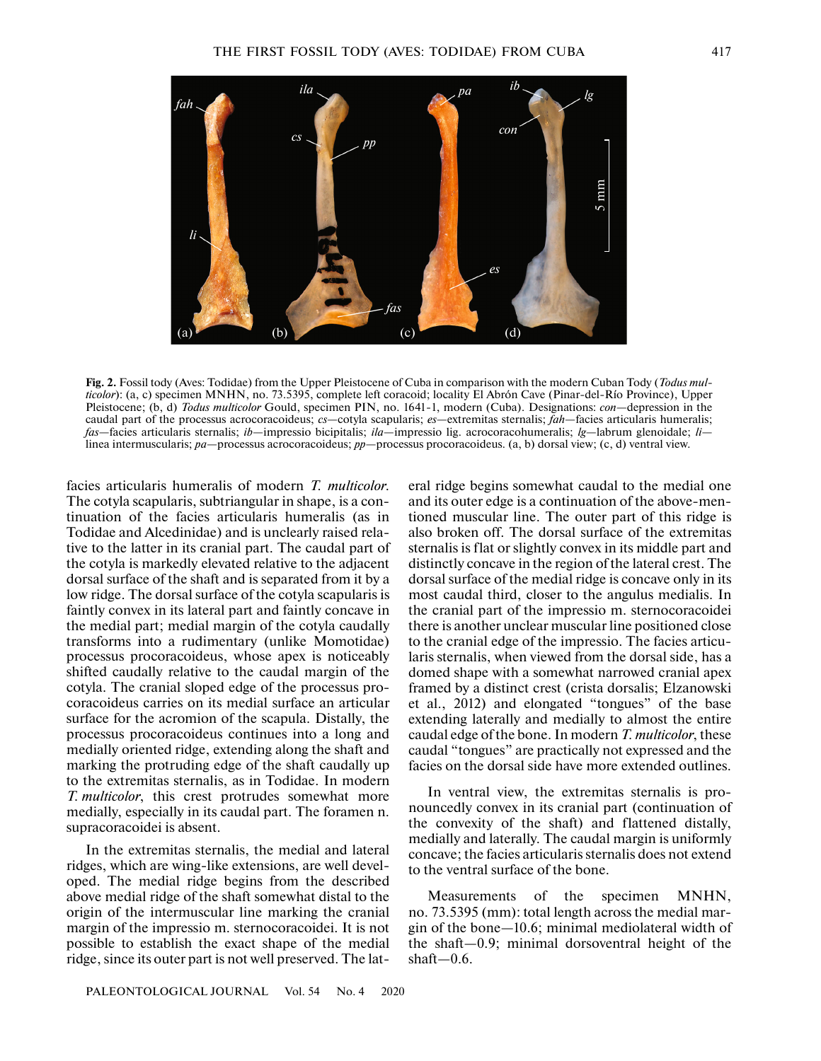**Fig. 2.** Fossil tody (Aves: Todidae) from the Upper Pleistocene of Cuba in comparison with the modern Cuban Tody (*Todus multicolor*): (a, c) specimen MNHN, no. 73.5395, complete left coracoid; locality El Abrón Cave (Pinar-del-Río Province), Upper Pleistocene; (b, d) *Todus multicolor* Gould, specimen PIN, no. 1641-1, modern (Cuba). Designations: *con*—depression in the caudal part of the processus acrocoracoideus; *cs*—cotyla scapularis; *es*—extremitas sternalis; *fah*—facies articularis humeralis; *fas*—facies articularis sternalis; *ib*—impressio bicipitalis; *ila*—impressio lig. acrocoracohumeralis; *lg*—labrum glenoidale; *li*—linea intermuscularis; *pa*—processus acrocoracoideus; *pp*—processus procoracoideus. (a, b) dorsal view; (c, d) ventral view.

facies articularis humeralis of modern *T. multicolor*. The cotyla scapularis, subtriangular in shape, is a continuation of the facies articularis humeralis (as in Todidae and Alcedinidae) and is unclearly raised relative to the latter in its cranial part. The caudal part of the cotyla is markedly elevated relative to the adjacent dorsal surface of the shaft and is separated from it by a low ridge. The dorsal surface of the cotyla scapularis is faintly convex in its lateral part and faintly concave in the medial part; medial margin of the cotyla caudally transforms into a rudimentary (unlike Momotidae) processus procoracoideus, whose apex is noticeably shifted caudally relative to the caudal margin of the cotyla. The cranial sloped edge of the processus procoracoideus carries on its medial surface an articular surface for the acromion of the scapula. Distally, the processus procoracoideus continues into a long and medially oriented ridge, extending along the shaft and marking the protruding edge of the shaft caudally up to the extremitas sternalis, as in Todidae. In modern *T. multicolor*, this crest protrudes somewhat more medially, especially in its caudal part. The foramen n. supracoracoidei is absent.

In the extremitas sternalis, the medial and lateral ridges, which are wing-like extensions, are well developed. The medial ridge begins from the described above medial ridge of the shaft somewhat distal to the origin of the intermuscular line marking the cranial margin of the impressio m. sternocoracoidei. It is not possible to establish the exact shape of the medial ridge, since its outer part is not well preserved. The lateral ridge begins somewhat caudal to the medial one and its outer edge is a continuation of the above-mentioned muscular line. The outer part of this ridge is also broken off. The dorsal surface of the extremitas sternalis is flat or slightly convex in its middle part and distinctly concave in the region of the lateral crest. The dorsal surface of the medial ridge is concave only in its most caudal third, closer to the angulus medialis. In the cranial part of the impressio m. sternocoracoidei there is another unclear muscular line positioned close to the cranial edge of the impressio. The facies articularis sternalis, when viewed from the dorsal side, has a domed shape with a somewhat narrowed cranial apex framed by a distinct crest (crista dorsalis; Elzanowski et al., 2012) and elongated "tongues" of the base extending laterally and medially to almost the entire caudal edge of the bone. In modern *T. multicolor*, these caudal "tongues" are practically not expressed and the facies on the dorsal side have more extended outlines.

In ventral view, the extremitas sternalis is pronouncedly convex in its cranial part (continuation of the convexity of the shaft) and flattened distally, medially and laterally. The caudal margin is uniformly concave; the facies articularis sternalis does not extend to the ventral surface of the bone.

Measurements of the specimen MNHN, no. 73.5395 (mm): total length across the medial margin of the bone—10.6; minimal mediolateral width of the shaft—0.9; minimal dorsoventral height of the shaft—0.6.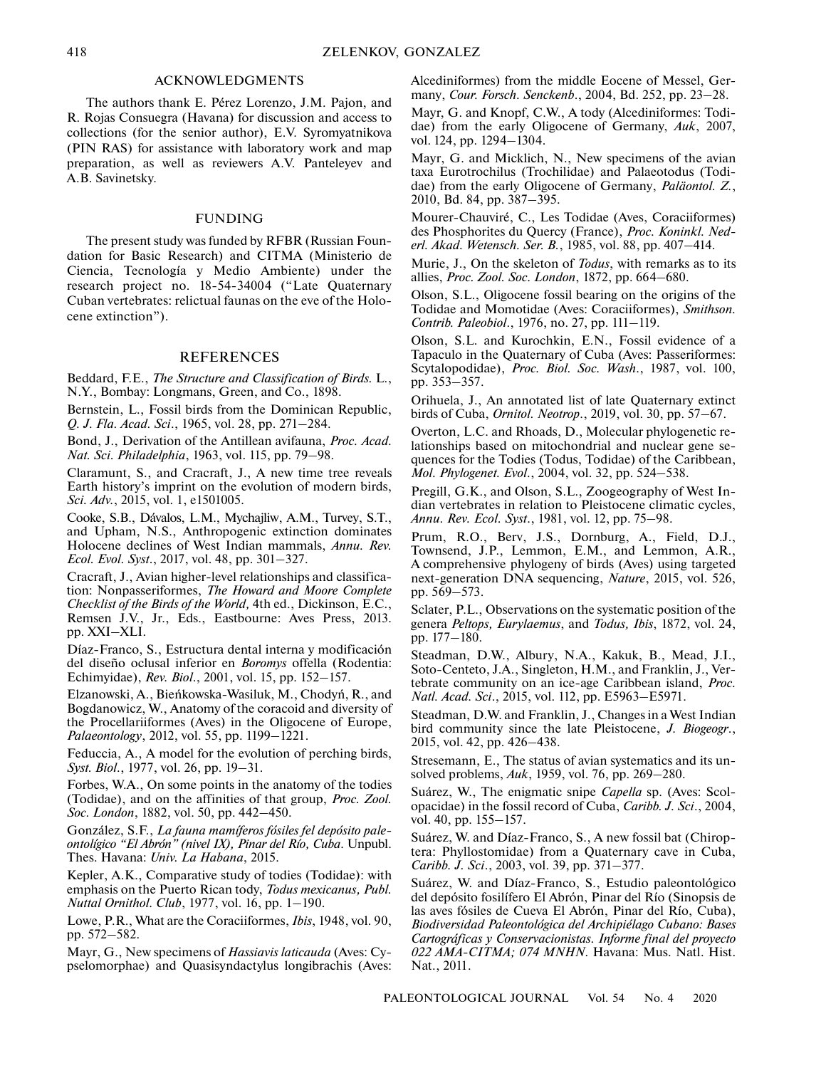## ACKNOWLEDGMENTS

The authors thank E. Pérez Lorenzo, J.M. Pajon, and R. Rojas Consuegra (Havana) for discussion and access to collections (for the senior author), E.V. Syromyatnikova (PIN RAS) for assistance with laboratory work and map preparation, as well as reviewers A.V. Panteleyev and A.B. Savinetsky.

## FUNDING

The present study was funded by RFBR (Russian Foundation for Basic Research) and CITMA (Ministerio de Ciencia, Tecnología y Medio Ambiente) under the research project no. 18-54-34004 ("Late Quaternary Cuban vertebrates: relictual faunas on the eve of the Holocene extinction").

## REFERENCES

Beddard, F.E., *The Structure and Classification of Birds.* L., N.Y., Bombay: Longmans, Green, and Co., 1898.

Bernstein, L., Fossil birds from the Dominican Republic, *Q. J. Fla. Acad. Sci.*, 1965, vol. 28, pp. 271–284.

Bond, J., Derivation of the Antillean avifauna, *Proc. Acad. Nat. Sci. Philadelphia*, 1963, vol. 115, pp. 79–98.

Claramunt, S., and Cracraft, J., A new time tree reveals Earth history's imprint on the evolution of modern birds, *Sci. Adv.*, 2015, vol. 1, e1501005.

Cooke, S.B., Dávalos, L.M., Mychajliw, A.M., Turvey, S.T., and Upham, N.S., Anthropogenic extinction dominates Holocene declines of West Indian mammals, *Annu. Rev. Ecol. Evol. Syst.*, 2017, vol. 48, pp. 301–327.

Cracraft, J., Avian higher-level relationships and classification: Nonpasseriformes, *The Howard and Moore Complete Checklist of the Birds of the World,* 4th ed., Dickinson, E.C., Remsen J.V., Jr., Eds., Eastbourne: Aves Press, 2013. pp. XXI–XLI.

Díaz-Franco, S., Estructura dental interna y modificación del diseño oclusal inferior en *Boromys* offella (Rodentia: Echimyidae), *Rev. Biol.*, 2001, vol. 15, pp. 152–157.

Elzanowski, A., Bieńkowska-Wasiluk, M., Chodyń, R., and Bogdanowicz, W., Anatomy of the coracoid and diversity of the Procellariiformes (Aves) in the Oligocene of Europe, *Palaeontology*, 2012, vol. 55, pp. 1199–1221.

Feduccia, A., A model for the evolution of perching birds, *Syst. Biol.*, 1977, vol. 26, pp. 19–31.

Forbes, W.A., On some points in the anatomy of the todies (Todidae), and on the affinities of that group, *Proc. Zool. Soc. London*, 1882, vol. 50, pp. 442–450.

González, S.F., *La fauna mamíferos fósiles fel depósito paleontológico "El Abrón" (nivel IX), Pinar del Río, Cuba*. Unpubl. Thes. Havana: *Univ. La Habana*, 2015.

Kepler, A.K., Comparative study of todies (Todidae): with emphasis on the Puerto Rican tody, *Todus mexicanus, Publ. Nuttal Ornithol. Club*, 1977, vol. 16, pp. 1–190.

Lowe, P.R., What are the Coraciiformes, *Ibis*, 1948, vol. 90, pp. 572–582.

Mayr, G., New specimens of *Hassiavis laticauda* (Aves: Cypselomorphae) and Quasisyndactylus longibrachis (Aves: Alcediniformes) from the middle Eocene of Messel, Germany, *Cour. Forsch. Senckenb.*, 2004, Bd. 252, pp. 23–28.

Mayr, G. and Knopf, C.W., A tody (Alcediniformes: Todidae) from the early Oligocene of Germany, *Auk*, 2007, vol. 124, pp. 1294–1304.

Mayr, G. and Micklich, N., New specimens of the avian taxa Eurotrochilus (Trochilidae) and Palaeotodus (Todidae) from the early Oligocene of Germany, *Paläontol. Z.*, 2010, Bd. 84, pp. 387–395.

Mourer-Chauviré, C., Les Todidae (Aves, Coraciiformes) des Phosphorites du Quercy (France), *Proc. Koninkl. Nederl. Akad. Wetensch. Ser. B.*, 1985, vol. 88, pp. 407–414.

Murie, J., On the skeleton of *Todus*, with remarks as to its allies, *Proc. Zool. Soc. London*, 1872, pp. 664–680.

Olson, S.L., Oligocene fossil bearing on the origins of the Todidae and Momotidae (Aves: Coraciiformes), *Smithson. Contrib. Paleobiol.*, 1976, no. 27, pp. 111–119.

Olson, S.L. and Kurochkin, E.N., Fossil evidence of a Tapaculo in the Quaternary of Cuba (Aves: Passeriformes: Scytalopodidae), *Proc. Biol. Soc. Wash.*, 1987, vol. 100, pp. 353–357.

Orihuela, J., An annotated list of late Quaternary extinct birds of Cuba, *Ornitol. Neotrop.*, 2019, vol. 30, pp. 57–67.

Overton, L.C. and Rhoads, D., Molecular phylogenetic relationships based on mitochondrial and nuclear gene sequences for the Todies (Todus, Todidae) of the Caribbean, *Mol. Phylogenet. Evol.*, 2004, vol. 32, pp. 524–538.

Pregill, G.K., and Olson, S.L., Zoogeography of West Indian vertebrates in relation to Pleistocene climatic cycles, *Annu. Rev. Ecol. Syst.*, 1981, vol. 12, pp. 75–98.

Prum, R.O., Berv, J.S., Dornburg, A., Field, D.J., Townsend, J.P., Lemmon, E.M., and Lemmon, A.R., A comprehensive phylogeny of birds (Aves) using targeted next-generation DNA sequencing, *Nature*, 2015, vol. 526, pp. 569–573.

Sclater, P.L., Observations on the systematic position of the genera *Peltops, Eurylaemus*, and *Todus, Ibis*, 1872, vol. 24, pp. 177–180.

Steadman, D.W., Albury, N.A., Kakuk, B., Mead, J.I., Soto-Centeto, J.A., Singleton, H.M., and Franklin, J., Vertebrate community on an ice-age Caribbean island, *Proc. Natl. Acad. Sci.*, 2015, vol. 112, pp. E5963–E5971.

Steadman, D.W. and Franklin, J., Changes in a West Indian bird community since the late Pleistocene, *J. Biogeogr.*, 2015, vol. 42, pp. 426–438.

Stresemann, E., The status of avian systematics and its unsolved problems, *Auk*, 1959, vol. 76, pp. 269–280.

Suárez, W., The enigmatic snipe *Capella* sp. (Aves: Scolopacidae) in the fossil record of Cuba, *Caribb. J. Sci.*, 2004, vol. 40, pp. 155–157.

Suárez, W. and Díaz-Franco, S., A new fossil bat (Chiroptera: Phyllostomidae) from a Quaternary cave in Cuba, *Caribb. J. Sci.*, 2003, vol. 39, pp. 371–377.

Suárez, W. and Díaz-Franco, S., Estudio paleontológico del depósito fosilífero El Abrón, Pinar del Río (Sinopsis de las aves fósiles de Cueva El Abrón, Pinar del Río, Cuba), *Biodiversidad Paleontológica del Archipiélago Cubano: Bases Cartográficas y Conservacionistas. Informe final del proyecto 022 AMA-CITMA; 074 MNHN*. Havana: Mus. Natl. Hist. Nat., 2011.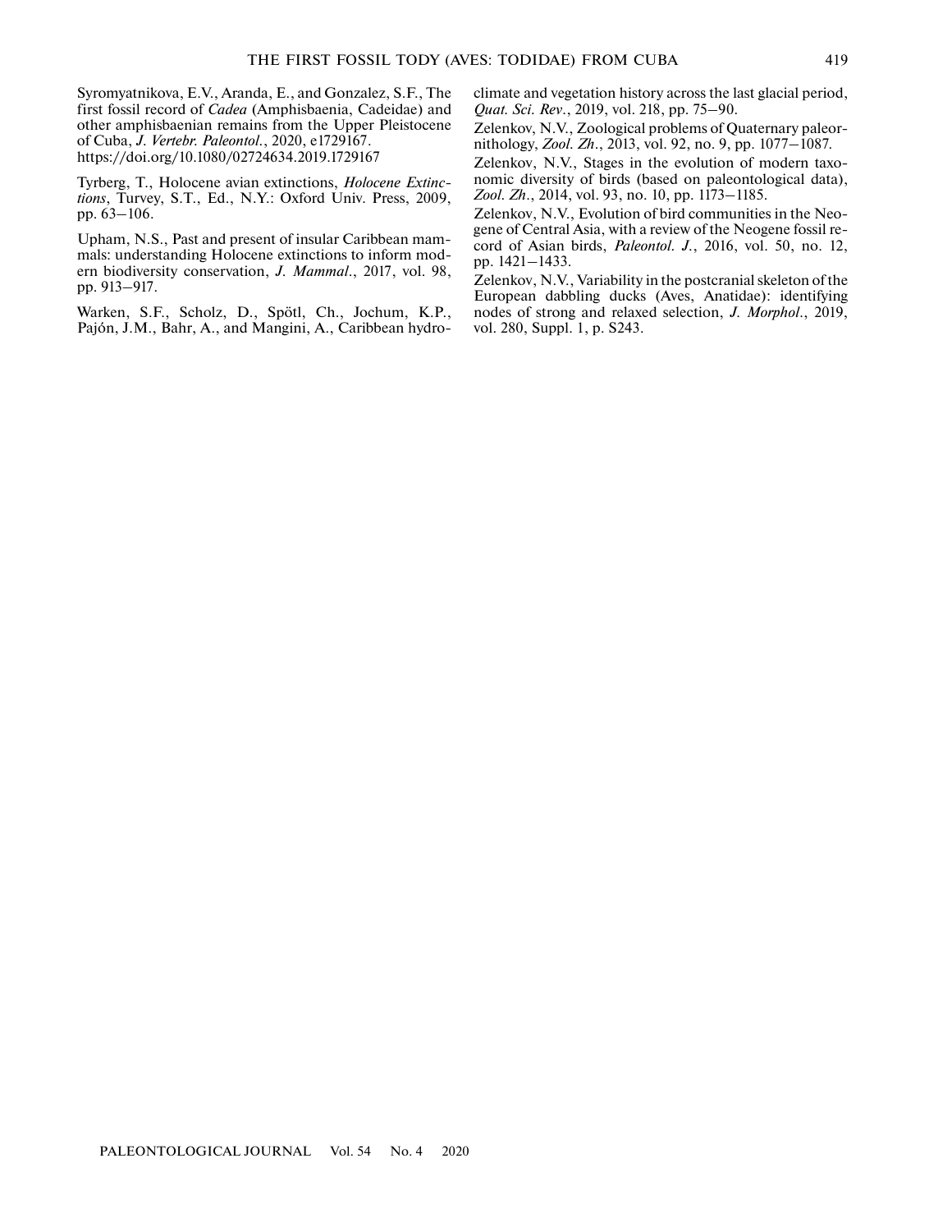Syromyatnikova, E.V., Aranda, E., and Gonzalez, S.F., The first fossil record of *Cadea* (Amphisbaenia, Cadeidae) and other amphisbaenian remains from the Upper Pleistocene of Cuba, *J. Vertebr. Paleontol.*, 2020, e1729167. https://doi.org/10.1080/02724634.2019.1729167

Tyrberg, T., Holocene avian extinctions, *Holocene Extinctions*, Turvey, S.T., Ed., N.Y.: Oxford Univ. Press, 2009, pp. 63–106.

Upham, N.S., Past and present of insular Caribbean mammals: understanding Holocene extinctions to inform modern biodiversity conservation, *J. Mammal.*, 2017, vol. 98, pp. 913–917.

Warken, S.F., Scholz, D., Spötl, Ch., Jochum, K.P., Pajón, J.M., Bahr, A., and Mangini, A., Caribbean hydroclimate and vegetation history across the last glacial period, *Quat. Sci. Rev.*, 2019, vol. 218, pp. 75–90.

Zelenkov, N.V., Zoological problems of Quaternary paleornithology, *Zool. Zh.*, 2013, vol. 92, no. 9, pp. 1077–1087.

Zelenkov, N.V., Stages in the evolution of modern taxonomic diversity of birds (based on paleontological data), *Zool. Zh.*, 2014, vol. 93, no. 10, pp. 1173–1185.

Zelenkov, N.V., Evolution of bird communities in the Neogene of Central Asia, with a review of the Neogene fossil record of Asian birds, *Paleontol. J.*, 2016, vol. 50, no. 12, pp. 1421–1433.

Zelenkov, N.V., Variability in the postcranial skeleton of the European dabbling ducks (Aves, Anatidae): identifying nodes of strong and relaxed selection, *J. Morphol.*, 2019, vol. 280, Suppl. 1, p. S243.